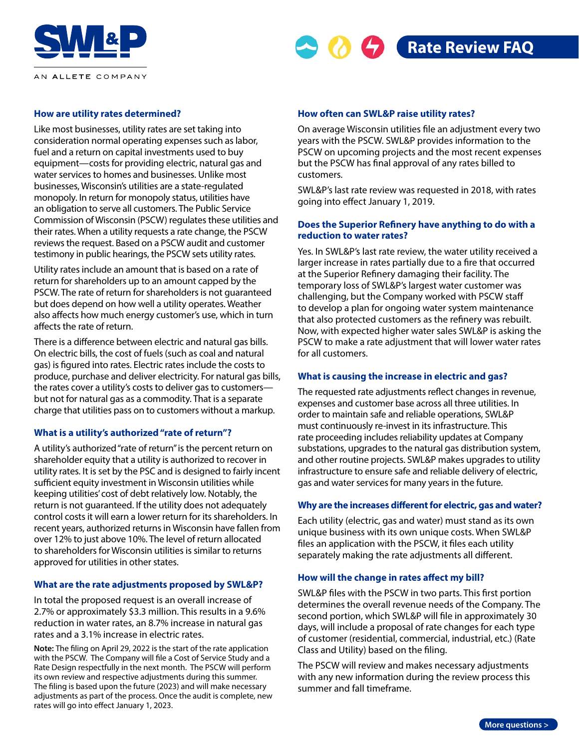SWL&P

AN ALLETE COMPANY

# Rate Review FAQ

### How are utility rates determined?

Like most businesses, utility rates are set taking into consideration normal operating expenses such as labor, fuel and a return on capital investments used to buy equipment—costs for providing electric, natural gas and water services to homes and businesses. Unlike most businesses, Wisconsin's utilities are a state-regulated monopoly. In return for monopoly status, utilities have an obligation to serve all customers. The Public Service Commission of Wisconsin (PSCW) regulates these utilities and their rates. When a utility requests a rate change, the PSCW reviews the request. Based on a PSCW audit and customer testimony in public hearings, the PSCW sets utility rates.

Utility rates include an amount that is based on a rate of return for shareholders up to an amount capped by the PSCW. The rate of return for shareholders is not guaranteed but does depend on how well a utility operates. Weather also affects how much energy customer's use, which in turn affects the rate of return.

There is a difference between electric and natural gas bills. On electric bills, the cost of fuels (such as coal and natural gas) is figured into rates. Electric rates include the costs to produce, purchase and deliver electricity. For natural gas bills, the rates cover a utility's costs to deliver gas to customers—but not for natural gas as a commodity. That is a separate charge that utilities pass on to customers without a markup.

### What is a utility's authorized "rate of return"?

A utility's authorized "rate of return" is the percent return on shareholder equity that a utility is authorized to recover in utility rates. It is set by the PSC and is designed to fairly incent sufficient equity investment in Wisconsin utilities while keeping utilities' cost of debt relatively low. Notably, the return is not guaranteed. If the utility does not adequately control costs it will earn a lower return for its shareholders. In recent years, authorized returns in Wisconsin have fallen from over 12% to just above 10%. The level of return allocated to shareholders for Wisconsin utilities is similar to returns approved for utilities in other states.

### What are the rate adjustments proposed by SWL&P?

In total the proposed request is an overall increase of 2.7% or approximately $3.3 million. This results in a 9.6% reduction in water rates, an 8.7% increase in natural gas rates and a 3.1% increase in electric rates.

**Note:** The filing on April 29, 2022 is the start of the rate application with the PSCW. The Company will file a Cost of Service Study and a Rate Design respectfully in the next month. The PSCW will perform its own review and respective adjustments during this summer. The filing is based upon the future (2023) and will make necessary adjustments as part of the process. Once the audit is complete, new rates will go into effect January 1, 2023.

### How often can SWL&P raise utility rates?

On average Wisconsin utilities file an adjustment every two years with the PSCW. SWL&P provides information to the PSCW on upcoming projects and the most recent expenses but the PSCW has final approval of any rates billed to customers.

SWL&P's last rate review was requested in 2018, with rates going into effect January 1, 2019.

### Does the Superior Refinery have anything to do with a reduction to water rates?

Yes. In SWL&P's last rate review, the water utility received a larger increase in rates partially due to a fire that occurred at the Superior Refinery damaging their facility. The temporary loss of SWL&P's largest water customer was challenging, but the Company worked with PSCW staff to develop a plan for ongoing water system maintenance that also protected customers as the refinery was rebuilt. Now, with expected higher water sales SWL&P is asking the PSCW to make a rate adjustment that will lower water rates for all customers.

### What is causing the increase in electric and gas?

The requested rate adjustments reflect changes in revenue, expenses and customer base across all three utilities. In order to maintain safe and reliable operations, SWL&P must continuously re-invest in its infrastructure. This rate proceeding includes reliability updates at Company substations, upgrades to the natural gas distribution system, and other routine projects. SWL&P makes upgrades to utility infrastructure to ensure safe and reliable delivery of electric, gas and water services for many years in the future.

### Why are the increases different for electric, gas and water?

Each utility (electric, gas and water) must stand as its own unique business with its own unique costs. When SWL&P files an application with the PSCW, it files each utility separately making the rate adjustments all different.

### How will the change in rates affect my bill?

SWL&P files with the PSCW in two parts. This first portion determines the overall revenue needs of the Company. The second portion, which SWL&P will file in approximately 30 days, will include a proposal of rate changes for each type of customer (residential, commercial, industrial, etc.) (Rate Class and Utility) based on the filing.

The PSCW will review and makes necessary adjustments with any new information during the review process this summer and fall timeframe.

More questions >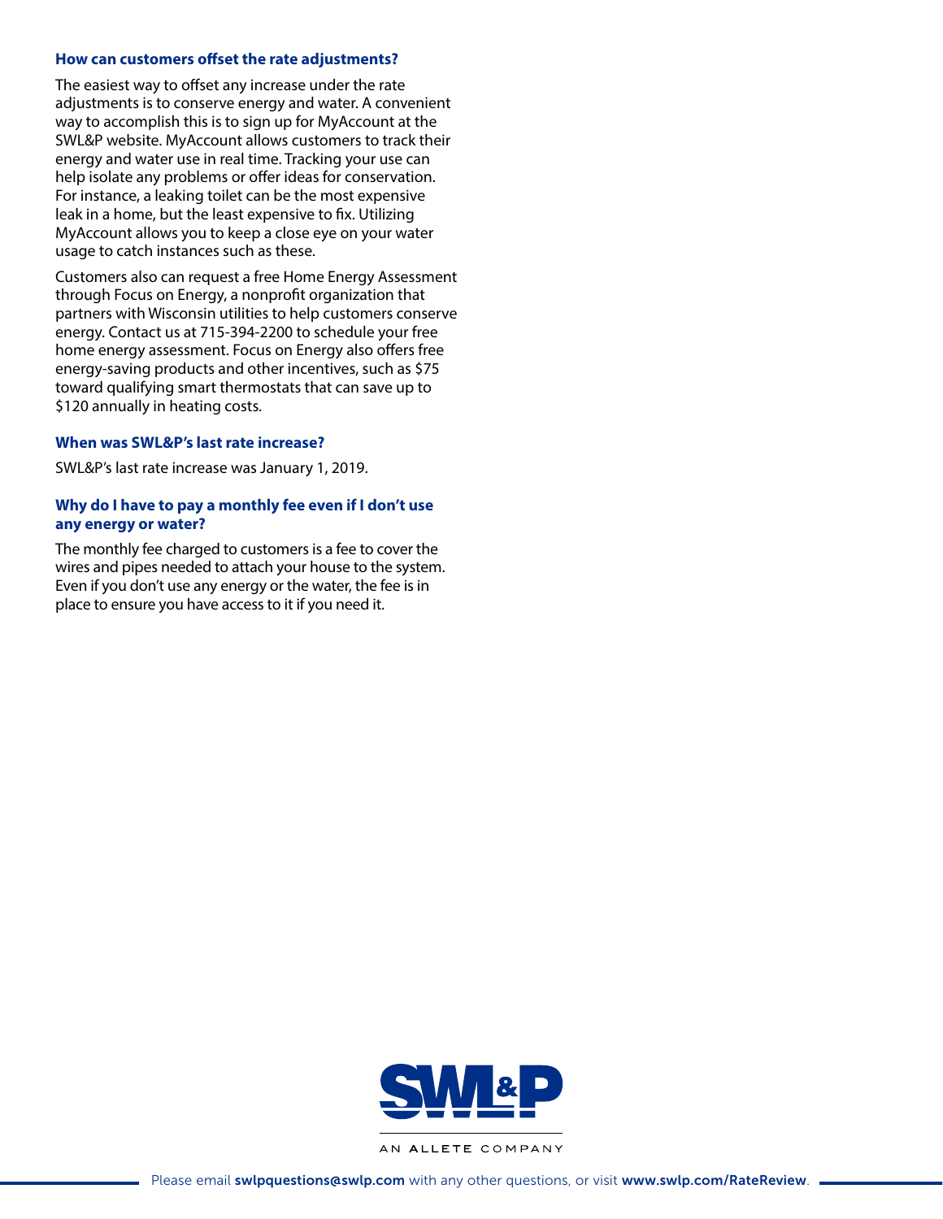### How can customers offset the rate adjustments?

The easiest way to offset any increase under the rate adjustments is to conserve energy and water. A convenient way to accomplish this is to sign up for MyAccount at the SWL&P website. MyAccount allows customers to track their energy and water use in real time. Tracking your use can help isolate any problems or offer ideas for conservation. For instance, a leaking toilet can be the most expensive leak in a home, but the least expensive to fix. Utilizing MyAccount allows you to keep a close eye on your water usage to catch instances such as these.

Customers also can request a free Home Energy Assessment through Focus on Energy, a nonprofit organization that partners with Wisconsin utilities to help customers conserve energy. Contact us at 715-394-2200 to schedule your free home energy assessment. Focus on Energy also offers free energy-saving products and other incentives, such as $75 toward qualifying smart thermostats that can save up to $120 annually in heating costs.

### When was SWL&P's last rate increase?

SWL&P's last rate increase was January 1, 2019.

### Why do I have to pay a monthly fee even if I don't use any energy or water?

The monthly fee charged to customers is a fee to cover the wires and pipes needed to attach your house to the system. Even if you don't use any energy or the water, the fee is in place to ensure you have access to it if you need it.

SWL&P

AN ALLETE COMPANY

Please email **swlpquestions@swlp.com** with any other questions, or visit **www.swlp.com/RateReview**.